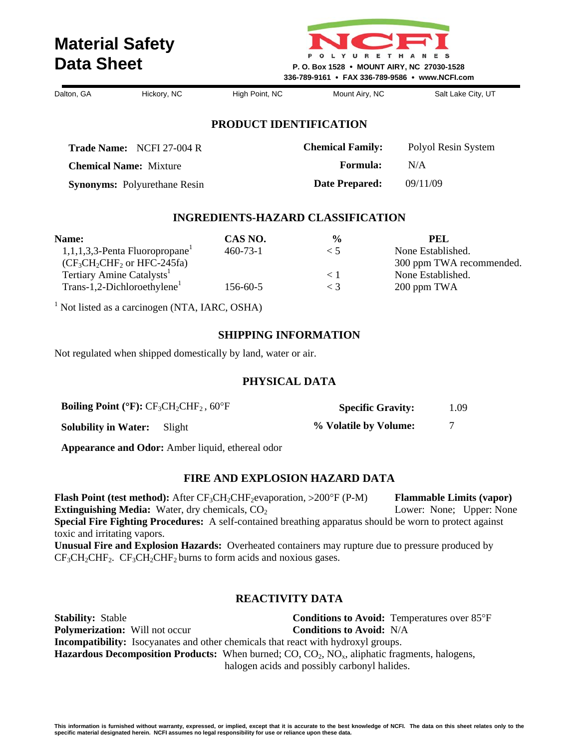# Material Safety Data Sheet

**NCFI POLYURETHANES**
P. O. Box 1528 • MOUNT AIRY, NC 27030-1528
336-789-9161 • FAX 336-789-9586 • www.NCFI.com

Dalton, GA | Hickory, NC | High Point, NC | Mount Airy, NC | Salt Lake City, UT

## PRODUCT IDENTIFICATION

**Trade Name:** NCFI 27-004 R

**Chemical Name:** Mixture

**Synonyms:** Polyurethane Resin

**Chemical Family:** Polyol Resin System

**Formula:** N/A

**Date Prepared:** 09/11/09

## INGREDIENTS-HAZARD CLASSIFICATION

| Name: | CAS NO. | % | PEL |
|---|---|---|---|
| 1,1,1,3,3-Penta Fluoropropane[1] ($CF_3CH_2CHF_2$ or HFC-245fa) | 460-73-1 | < 5 | None Established. 300 ppm TWA recommended. |
| Tertiary Amine Catalysts[1] | | < 1 | None Established. |
| Trans-1,2-Dichloroethylene[1] | 156-60-5 | < 3 | 200 ppm TWA |

[1] Not listed as a carcinogen (NTA, IARC, OSHA)

## SHIPPING INFORMATION

Not regulated when shipped domestically by land, water or air.

## PHYSICAL DATA

**Boiling Point (°F):** $CF_3CH_2CHF_2$, 60°F

**Solubility in Water:** Slight

**Specific Gravity:** 1.09

**% Volatile by Volume:** 7

**Appearance and Odor:** Amber liquid, ethereal odor

## FIRE AND EXPLOSION HAZARD DATA

**Flash Point (test method):** After $CF_3CH_2CHF_2$ evaporation, >200°F (P-M)

**Extinguishing Media:** Water, dry chemicals, $CO_2$

**Flammable Limits (vapor)** Lower: None; Upper: None

**Special Fire Fighting Procedures:** A self-contained breathing apparatus should be worn to protect against toxic and irritating vapors.

**Unusual Fire and Explosion Hazards:** Overheated containers may rupture due to pressure produced by $CF_3CH_2CHF_2$. $CF_3CH_2CHF_2$ burns to form acids and noxious gases.

## REACTIVITY DATA

**Stability:** Stable — **Conditions to Avoid:** Temperatures over 85°F

**Polymerization:** Will not occur — **Conditions to Avoid:** N/A

**Incompatibility:** Isocyanates and other chemicals that react with hydroxyl groups.

**Hazardous Decomposition Products:** When burned; CO, $CO_2$, $NO_x$, aliphatic fragments, halogens, halogen acids and possibly carbonyl halides.

This information is furnished without warranty, expressed, or implied, except that it is accurate to the best knowledge of NCFI. The data on this sheet relates only to the specific material designated herein. NCFI assumes no legal responsibility for use or reliance upon these data.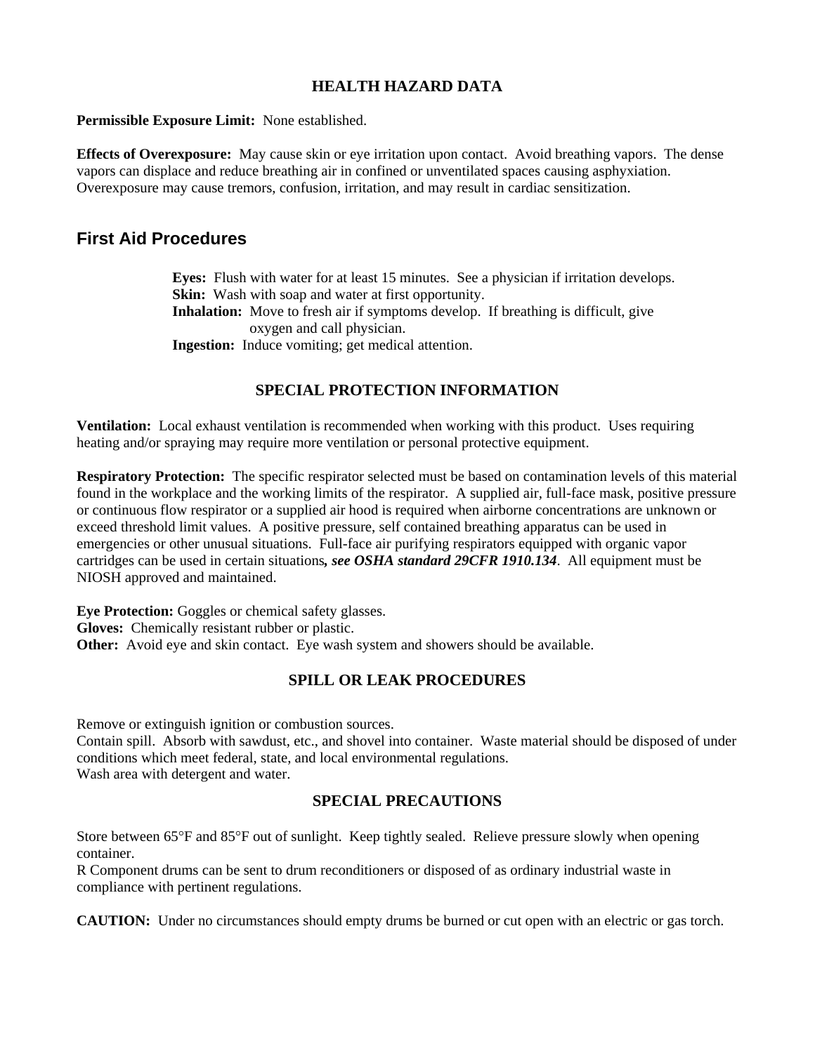## HEALTH HAZARD DATA

**Permissible Exposure Limit:** None established.

**Effects of Overexposure:** May cause skin or eye irritation upon contact. Avoid breathing vapors. The dense vapors can displace and reduce breathing air in confined or unventilated spaces causing asphyxiation. Overexposure may cause tremors, confusion, irritation, and may result in cardiac sensitization.

## First Aid Procedures

**Eyes:** Flush with water for at least 15 minutes. See a physician if irritation develops.
**Skin:** Wash with soap and water at first opportunity.
**Inhalation:** Move to fresh air if symptoms develop. If breathing is difficult, give oxygen and call physician.
**Ingestion:** Induce vomiting; get medical attention.

## SPECIAL PROTECTION INFORMATION

**Ventilation:** Local exhaust ventilation is recommended when working with this product. Uses requiring heating and/or spraying may require more ventilation or personal protective equipment.

**Respiratory Protection:** The specific respirator selected must be based on contamination levels of this material found in the workplace and the working limits of the respirator. A supplied air, full-face mask, positive pressure or continuous flow respirator or a supplied air hood is required when airborne concentrations are unknown or exceed threshold limit values. A positive pressure, self contained breathing apparatus can be used in emergencies or other unusual situations. Full-face air purifying respirators equipped with organic vapor cartridges can be used in certain situations***, see OSHA standard 29CFR 1910.134***. All equipment must be NIOSH approved and maintained.

**Eye Protection:** Goggles or chemical safety glasses.
**Gloves:** Chemically resistant rubber or plastic.
**Other:** Avoid eye and skin contact. Eye wash system and showers should be available.

## SPILL OR LEAK PROCEDURES

Remove or extinguish ignition or combustion sources.
Contain spill. Absorb with sawdust, etc., and shovel into container. Waste material should be disposed of under conditions which meet federal, state, and local environmental regulations.
Wash area with detergent and water.

## SPECIAL PRECAUTIONS

Store between 65°F and 85°F out of sunlight. Keep tightly sealed. Relieve pressure slowly when opening container.
R Component drums can be sent to drum reconditioners or disposed of as ordinary industrial waste in compliance with pertinent regulations.

**CAUTION:** Under no circumstances should empty drums be burned or cut open with an electric or gas torch.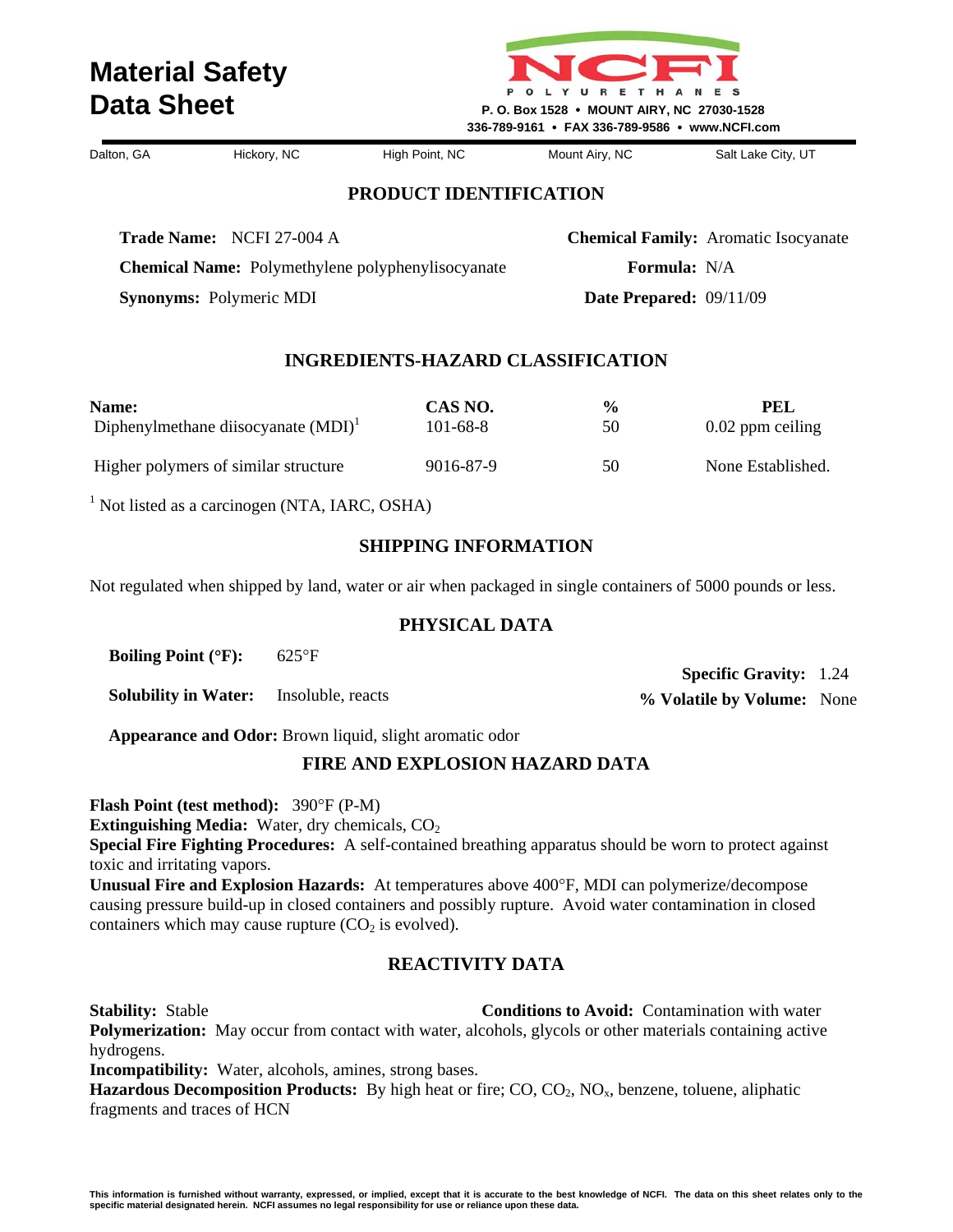# Material Safety Data Sheet

**NCFI POLYURETHANES**

**P. O. Box 1528 • MOUNT AIRY, NC 27030-1528**
**336-789-9161 • FAX 336-789-9586 • www.NCFI.com**

Dalton, GA | Hickory, NC | High Point, NC | Mount Airy, NC | Salt Lake City, UT

## PRODUCT IDENTIFICATION

**Trade Name:** NCFI 27-004 A

**Chemical Name:** Polymethylene polyphenylisocyanate

**Synonyms:** Polymeric MDI

**Chemical Family:** Aromatic Isocyanate

**Formula:** N/A

**Date Prepared:** 09/11/09

## INGREDIENTS-HAZARD CLASSIFICATION

| Name: | CAS NO. | % | PEL |
|---|---|---|---|
| Diphenylmethane diisocyanate (MDI)[1] | 101-68-8 | 50 | 0.02 ppm ceiling |
| Higher polymers of similar structure | 9016-87-9 | 50 | None Established. |

[1] Not listed as a carcinogen (NTA, IARC, OSHA)

## SHIPPING INFORMATION

Not regulated when shipped by land, water or air when packaged in single containers of 5000 pounds or less.

## PHYSICAL DATA

**Boiling Point (°F):** 625°F

**Solubility in Water:** Insoluble, reacts

**Specific Gravity:** 1.24

**% Volatile by Volume:** None

**Appearance and Odor:** Brown liquid, slight aromatic odor

## FIRE AND EXPLOSION HAZARD DATA

**Flash Point (test method):** 390°F (P-M)
**Extinguishing Media:** Water, dry chemicals, $CO_2$
**Special Fire Fighting Procedures:** A self-contained breathing apparatus should be worn to protect against toxic and irritating vapors.
**Unusual Fire and Explosion Hazards:** At temperatures above 400°F, MDI can polymerize/decompose causing pressure build-up in closed containers and possibly rupture. Avoid water contamination in closed containers which may cause rupture ($CO_2$ is evolved).

## REACTIVITY DATA

**Stability:** Stable

**Conditions to Avoid:** Contamination with water

**Polymerization:** May occur from contact with water, alcohols, glycols or other materials containing active hydrogens.
**Incompatibility:** Water, alcohols, amines, strong bases.
**Hazardous Decomposition Products:** By high heat or fire; CO, $CO_2$, $NO_x$, benzene, toluene, aliphatic fragments and traces of HCN

**This information is furnished without warranty, expressed, or implied, except that it is accurate to the best knowledge of NCFI. The data on this sheet relates only to the specific material designated herein. NCFI assumes no legal responsibility for use or reliance upon these data.**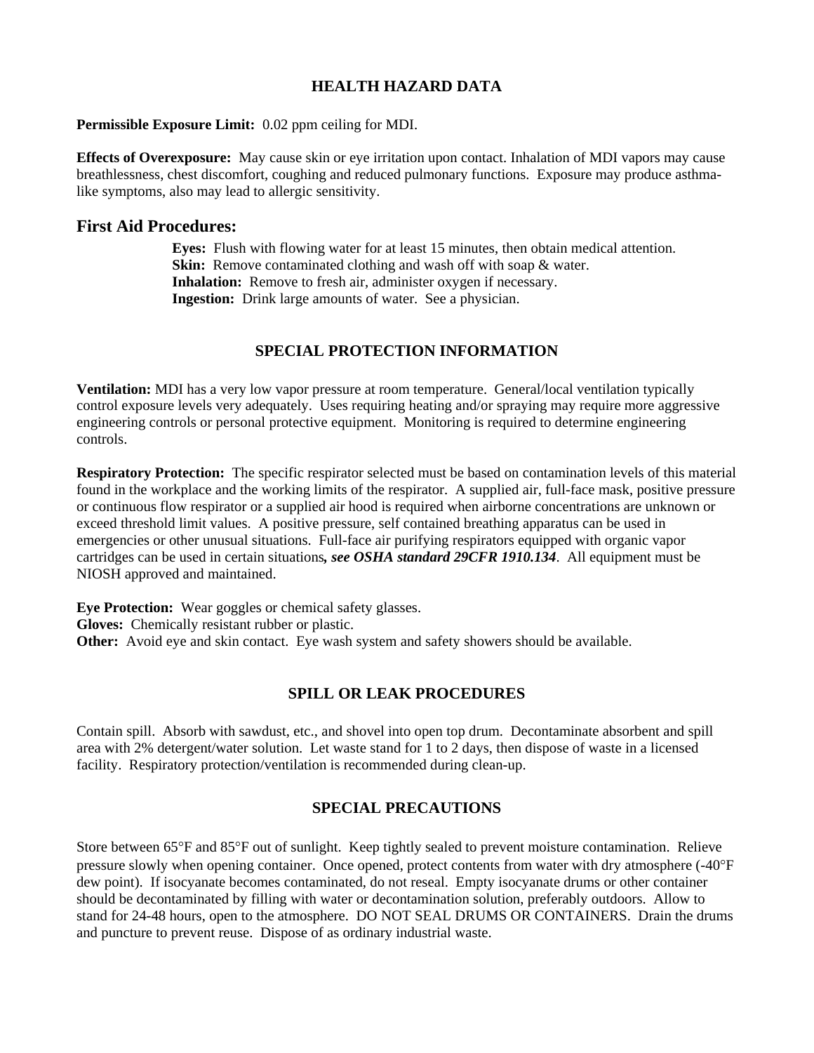## HEALTH HAZARD DATA

**Permissible Exposure Limit:** 0.02 ppm ceiling for MDI.

**Effects of Overexposure:** May cause skin or eye irritation upon contact. Inhalation of MDI vapors may cause breathlessness, chest discomfort, coughing and reduced pulmonary functions. Exposure may produce asthma-like symptoms, also may lead to allergic sensitivity.

### First Aid Procedures:

**Eyes:** Flush with flowing water for at least 15 minutes, then obtain medical attention.
**Skin:** Remove contaminated clothing and wash off with soap & water.
**Inhalation:** Remove to fresh air, administer oxygen if necessary.
**Ingestion:** Drink large amounts of water. See a physician.

## SPECIAL PROTECTION INFORMATION

**Ventilation:** MDI has a very low vapor pressure at room temperature. General/local ventilation typically control exposure levels very adequately. Uses requiring heating and/or spraying may require more aggressive engineering controls or personal protective equipment. Monitoring is required to determine engineering controls.

**Respiratory Protection:** The specific respirator selected must be based on contamination levels of this material found in the workplace and the working limits of the respirator. A supplied air, full-face mask, positive pressure or continuous flow respirator or a supplied air hood is required when airborne concentrations are unknown or exceed threshold limit values. A positive pressure, self contained breathing apparatus can be used in emergencies or other unusual situations. Full-face air purifying respirators equipped with organic vapor cartridges can be used in certain situations***, see OSHA standard 29CFR 1910.134***. All equipment must be NIOSH approved and maintained.

**Eye Protection:** Wear goggles or chemical safety glasses.
**Gloves:** Chemically resistant rubber or plastic.
**Other:** Avoid eye and skin contact. Eye wash system and safety showers should be available.

## SPILL OR LEAK PROCEDURES

Contain spill. Absorb with sawdust, etc., and shovel into open top drum. Decontaminate absorbent and spill area with 2% detergent/water solution. Let waste stand for 1 to 2 days, then dispose of waste in a licensed facility. Respiratory protection/ventilation is recommended during clean-up.

## SPECIAL PRECAUTIONS

Store between 65°F and 85°F out of sunlight. Keep tightly sealed to prevent moisture contamination. Relieve pressure slowly when opening container. Once opened, protect contents from water with dry atmosphere (-40°F dew point). If isocyanate becomes contaminated, do not reseal. Empty isocyanate drums or other container should be decontaminated by filling with water or decontamination solution, preferably outdoors. Allow to stand for 24-48 hours, open to the atmosphere. DO NOT SEAL DRUMS OR CONTAINERS. Drain the drums and puncture to prevent reuse. Dispose of as ordinary industrial waste.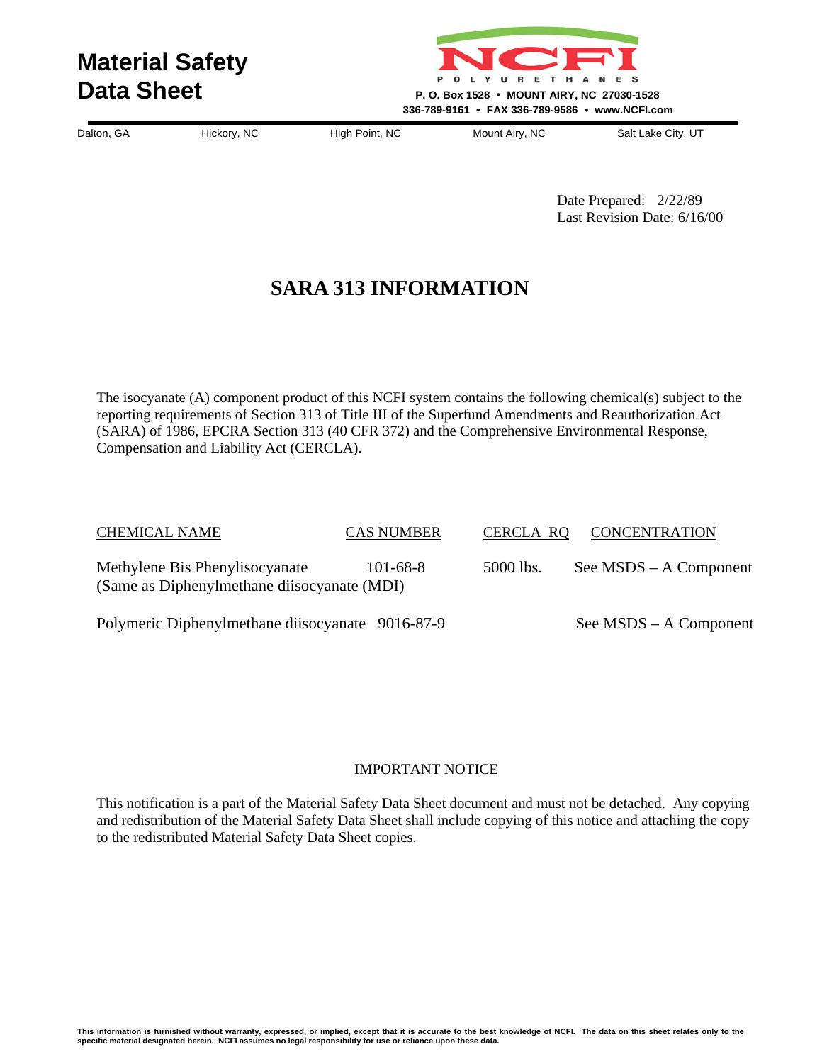# Material Safety Data Sheet

**NCFI POLYURETHANES**
**P. O. Box 1528 • MOUNT AIRY, NC 27030-1528**
**336-789-9161 • FAX 336-789-9586 • www.NCFI.com**

Dalton, GA | Hickory, NC | High Point, NC | Mount Airy, NC | Salt Lake City, UT

Date Prepared: 2/22/89
Last Revision Date: 6/16/00

## SARA 313 INFORMATION

The isocyanate (A) component product of this NCFI system contains the following chemical(s) subject to the reporting requirements of Section 313 of Title III of the Superfund Amendments and Reauthorization Act (SARA) of 1986, EPCRA Section 313 (40 CFR 372) and the Comprehensive Environmental Response, Compensation and Liability Act (CERCLA).

| CHEMICAL NAME | CAS NUMBER | CERCLA RQ | CONCENTRATION |
|---|---|---|---|
| Methylene Bis Phenylisocyanate (Same as Diphenylmethane diisocyanate (MDI) | 101-68-8 | 5000 lbs. | See MSDS – A Component |
| Polymeric Diphenylmethane diisocyanate | 9016-87-9 | | See MSDS – A Component |

IMPORTANT NOTICE

This notification is a part of the Material Safety Data Sheet document and must not be detached. Any copying and redistribution of the Material Safety Data Sheet shall include copying of this notice and attaching the copy to the redistributed Material Safety Data Sheet copies.

**This information is furnished without warranty, expressed, or implied, except that it is accurate to the best knowledge of NCFI. The data on this sheet relates only to the specific material designated herein. NCFI assumes no legal responsibility for use or reliance upon these data.**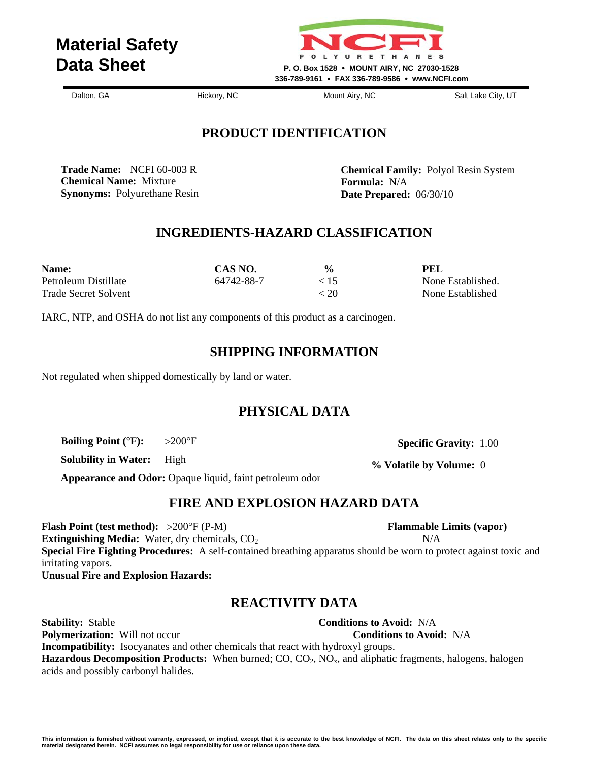# Material Safety Data Sheet

**NCFI**
POLYURETHANES
P. O. Box 1528 • MOUNT AIRY, NC 27030-1528
336-789-9161 • FAX 336-789-9586 • www.NCFI.com

Dalton, GA | Hickory, NC | Mount Airy, NC | Salt Lake City, UT

## PRODUCT IDENTIFICATION

**Trade Name:** NCFI 60-003 R
**Chemical Name:** Mixture
**Synonyms:** Polyurethane Resin

**Chemical Family:** Polyol Resin System
**Formula:** N/A
**Date Prepared:** 06/30/10

## INGREDIENTS-HAZARD CLASSIFICATION

| Name: | CAS NO. | % | PEL |
|---|---|---|---|
| Petroleum Distillate | 64742-88-7 | < 15 | None Established. |
| Trade Secret Solvent | | < 20 | None Established |

IARC, NTP, and OSHA do not list any components of this product as a carcinogen.

## SHIPPING INFORMATION

Not regulated when shipped domestically by land or water.

## PHYSICAL DATA

**Boiling Point (°F):** >200°F
**Solubility in Water:** High
**Appearance and Odor:** Opaque liquid, faint petroleum odor

**Specific Gravity:** 1.00
**% Volatile by Volume:** 0

## FIRE AND EXPLOSION HAZARD DATA

**Flash Point (test method):** >200°F (P-M)
**Extinguishing Media:** Water, dry chemicals, $CO_2$
**Flammable Limits (vapor)** N/A
**Special Fire Fighting Procedures:** A self-contained breathing apparatus should be worn to protect against toxic and irritating vapors.
**Unusual Fire and Explosion Hazards:**

## REACTIVITY DATA

**Stability:** Stable
**Conditions to Avoid:** N/A
**Polymerization:** Will not occur
**Conditions to Avoid:** N/A
**Incompatibility:** Isocyanates and other chemicals that react with hydroxyl groups.
**Hazardous Decomposition Products:** When burned; CO, $CO_2$, $NO_x$, and aliphatic fragments, halogens, halogen acids and possibly carbonyl halides.

**This information is furnished without warranty, expressed, or implied, except that it is accurate to the best knowledge of NCFI. The data on this sheet relates only to the specific material designated herein. NCFI assumes no legal responsibility for use or reliance upon these data.**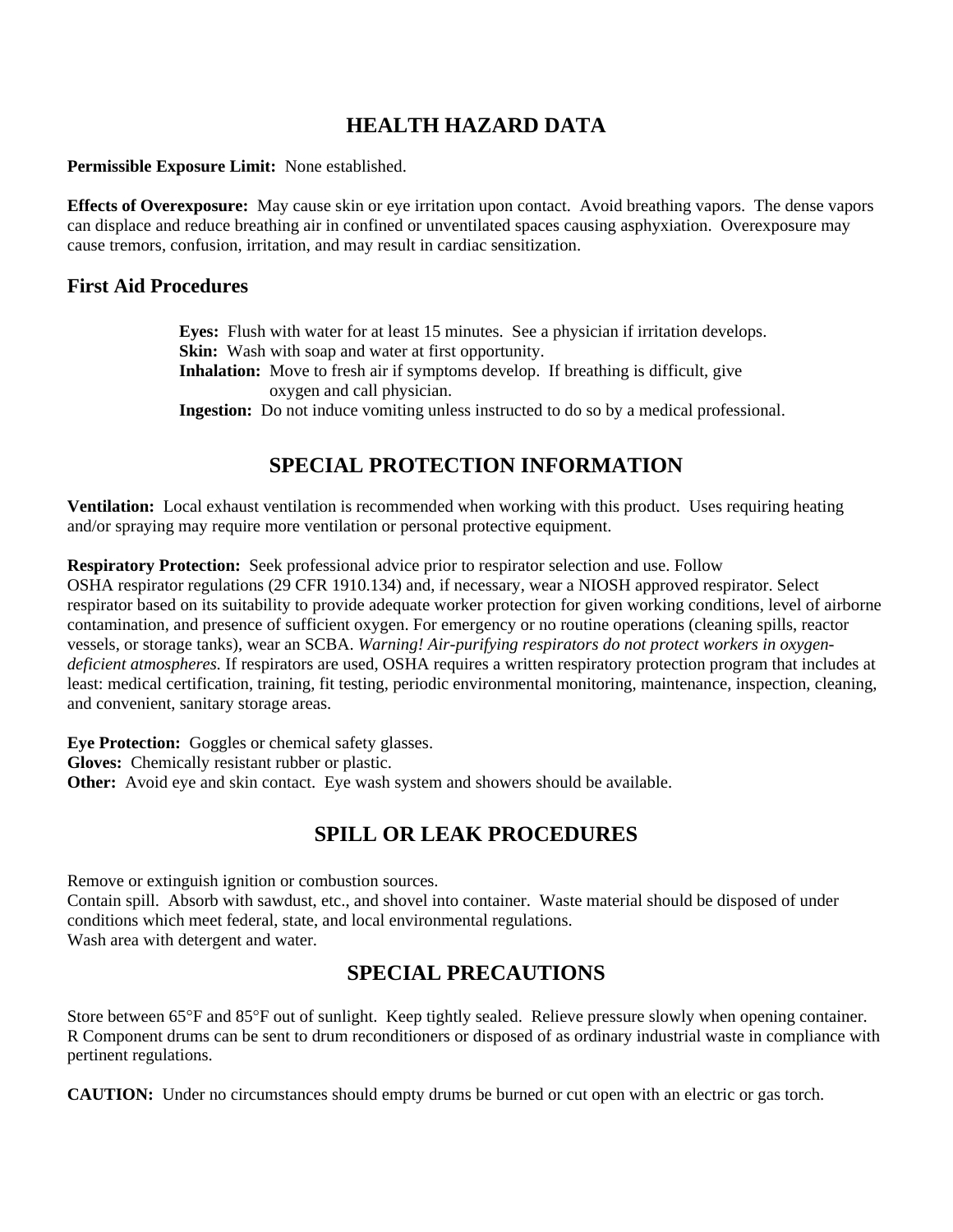## HEALTH HAZARD DATA

**Permissible Exposure Limit:** None established.

**Effects of Overexposure:** May cause skin or eye irritation upon contact. Avoid breathing vapors. The dense vapors can displace and reduce breathing air in confined or unventilated spaces causing asphyxiation. Overexposure may cause tremors, confusion, irritation, and may result in cardiac sensitization.

### First Aid Procedures

**Eyes:** Flush with water for at least 15 minutes. See a physician if irritation develops.
**Skin:** Wash with soap and water at first opportunity.
**Inhalation:** Move to fresh air if symptoms develop. If breathing is difficult, give oxygen and call physician.
**Ingestion:** Do not induce vomiting unless instructed to do so by a medical professional.

## SPECIAL PROTECTION INFORMATION

**Ventilation:** Local exhaust ventilation is recommended when working with this product. Uses requiring heating and/or spraying may require more ventilation or personal protective equipment.

**Respiratory Protection:** Seek professional advice prior to respirator selection and use. Follow OSHA respirator regulations (29 CFR 1910.134) and, if necessary, wear a NIOSH approved respirator. Select respirator based on its suitability to provide adequate worker protection for given working conditions, level of airborne contamination, and presence of sufficient oxygen. For emergency or no routine operations (cleaning spills, reactor vessels, or storage tanks), wear an SCBA. *Warning! Air-purifying respirators do not protect workers in oxygen-deficient atmospheres.* If respirators are used, OSHA requires a written respiratory protection program that includes at least: medical certification, training, fit testing, periodic environmental monitoring, maintenance, inspection, cleaning, and convenient, sanitary storage areas.

**Eye Protection:** Goggles or chemical safety glasses.
**Gloves:** Chemically resistant rubber or plastic.
**Other:** Avoid eye and skin contact. Eye wash system and showers should be available.

## SPILL OR LEAK PROCEDURES

Remove or extinguish ignition or combustion sources.
Contain spill. Absorb with sawdust, etc., and shovel into container. Waste material should be disposed of under conditions which meet federal, state, and local environmental regulations.
Wash area with detergent and water.

## SPECIAL PRECAUTIONS

Store between 65°F and 85°F out of sunlight. Keep tightly sealed. Relieve pressure slowly when opening container. R Component drums can be sent to drum reconditioners or disposed of as ordinary industrial waste in compliance with pertinent regulations.

**CAUTION:** Under no circumstances should empty drums be burned or cut open with an electric or gas torch.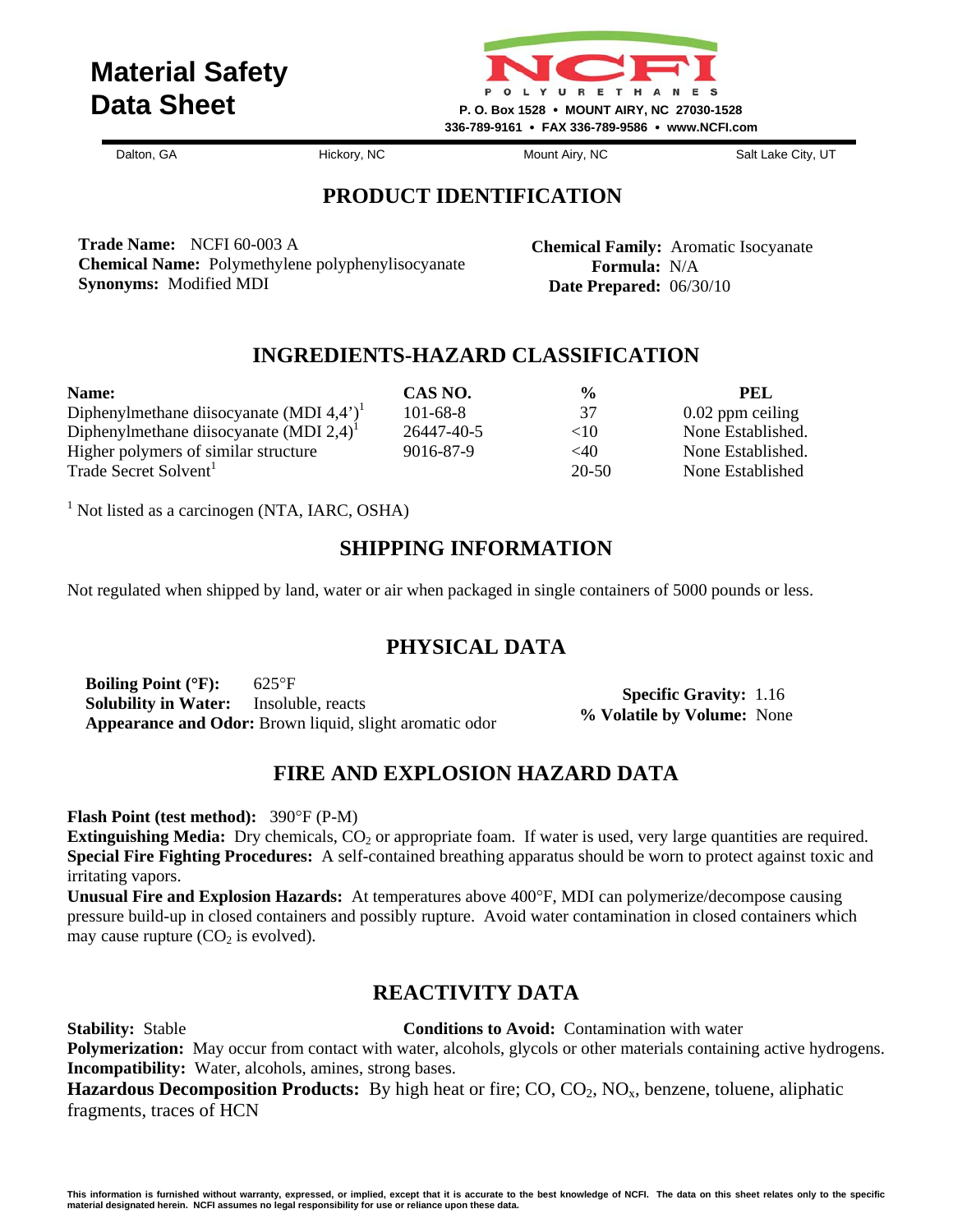# Material Safety Data Sheet

**NCFI POLYURETHANES**
P. O. Box 1528 • MOUNT AIRY, NC 27030-1528
336-789-9161 • FAX 336-789-9586 • www.NCFI.com

Dalton, GA | Hickory, NC | Mount Airy, NC | Salt Lake City, UT

## PRODUCT IDENTIFICATION

**Trade Name:** NCFI 60-003 A
**Chemical Name:** Polymethylene polyphenylisocyanate
**Synonyms:** Modified MDI

**Chemical Family:** Aromatic Isocyanate
**Formula:** N/A
**Date Prepared:** 06/30/10

## INGREDIENTS-HAZARD CLASSIFICATION

| Name: | CAS NO. | % | PEL |
|---|---|---|---|
| Diphenylmethane diisocyanate (MDI 4,4')[1] | 101-68-8 | 37 | 0.02 ppm ceiling |
| Diphenylmethane diisocyanate (MDI 2,4)[1] | 26447-40-5 | <10 | None Established. |
| Higher polymers of similar structure | 9016-87-9 | <40 | None Established. |
| Trade Secret Solvent[1] | | 20-50 | None Established |

[1] Not listed as a carcinogen (NTA, IARC, OSHA)

## SHIPPING INFORMATION

Not regulated when shipped by land, water or air when packaged in single containers of 5000 pounds or less.

## PHYSICAL DATA

**Boiling Point (°F):** 625°F
**Solubility in Water:** Insoluble, reacts
**Appearance and Odor:** Brown liquid, slight aromatic odor

**Specific Gravity:** 1.16
**% Volatile by Volume:** None

## FIRE AND EXPLOSION HAZARD DATA

**Flash Point (test method):** 390°F (P-M)
**Extinguishing Media:** Dry chemicals, $CO_2$ or appropriate foam. If water is used, very large quantities are required.
**Special Fire Fighting Procedures:** A self-contained breathing apparatus should be worn to protect against toxic and irritating vapors.
**Unusual Fire and Explosion Hazards:** At temperatures above 400°F, MDI can polymerize/decompose causing pressure build-up in closed containers and possibly rupture. Avoid water contamination in closed containers which may cause rupture ($CO_2$ is evolved).

## REACTIVITY DATA

**Stability:** Stable
**Conditions to Avoid:** Contamination with water
**Polymerization:** May occur from contact with water, alcohols, glycols or other materials containing active hydrogens.
**Incompatibility:** Water, alcohols, amines, strong bases.
**Hazardous Decomposition Products:** By high heat or fire; CO, $CO_2$, $NO_x$, benzene, toluene, aliphatic fragments, traces of HCN

**This information is furnished without warranty, expressed, or implied, except that it is accurate to the best knowledge of NCFI. The data on this sheet relates only to the specific material designated herein. NCFI assumes no legal responsibility for use or reliance upon these data.**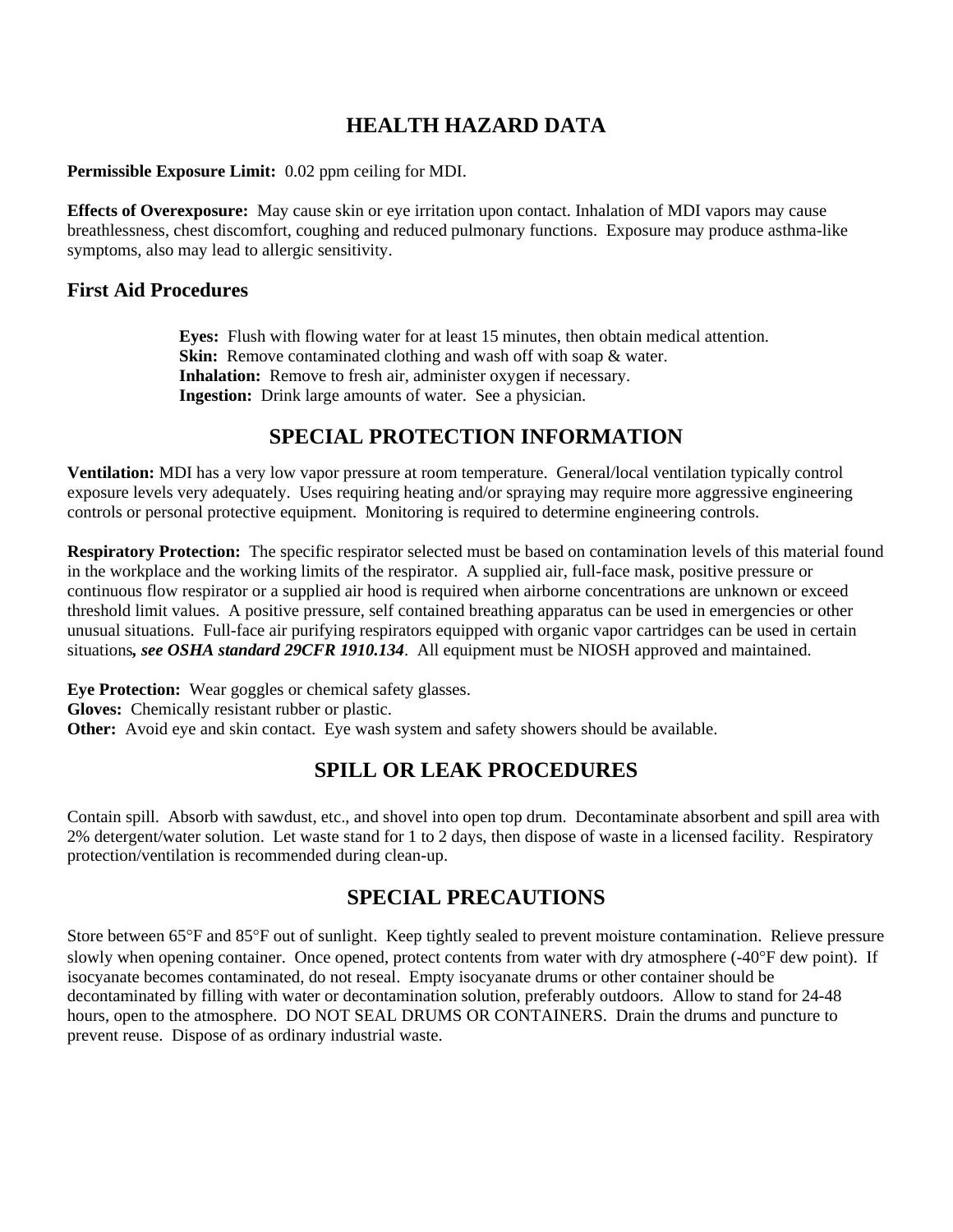## HEALTH HAZARD DATA

**Permissible Exposure Limit:** 0.02 ppm ceiling for MDI.

**Effects of Overexposure:** May cause skin or eye irritation upon contact. Inhalation of MDI vapors may cause breathlessness, chest discomfort, coughing and reduced pulmonary functions. Exposure may produce asthma-like symptoms, also may lead to allergic sensitivity.

### First Aid Procedures

**Eyes:** Flush with flowing water for at least 15 minutes, then obtain medical attention.
**Skin:** Remove contaminated clothing and wash off with soap & water.
**Inhalation:** Remove to fresh air, administer oxygen if necessary.
**Ingestion:** Drink large amounts of water. See a physician.

## SPECIAL PROTECTION INFORMATION

**Ventilation:** MDI has a very low vapor pressure at room temperature. General/local ventilation typically control exposure levels very adequately. Uses requiring heating and/or spraying may require more aggressive engineering controls or personal protective equipment. Monitoring is required to determine engineering controls.

**Respiratory Protection:** The specific respirator selected must be based on contamination levels of this material found in the workplace and the working limits of the respirator. A supplied air, full-face mask, positive pressure or continuous flow respirator or a supplied air hood is required when airborne concentrations are unknown or exceed threshold limit values. A positive pressure, self contained breathing apparatus can be used in emergencies or other unusual situations. Full-face air purifying respirators equipped with organic vapor cartridges can be used in certain situations***, see OSHA standard 29CFR 1910.134***. All equipment must be NIOSH approved and maintained.

**Eye Protection:** Wear goggles or chemical safety glasses.
**Gloves:** Chemically resistant rubber or plastic.
**Other:** Avoid eye and skin contact. Eye wash system and safety showers should be available.

## SPILL OR LEAK PROCEDURES

Contain spill. Absorb with sawdust, etc., and shovel into open top drum. Decontaminate absorbent and spill area with 2% detergent/water solution. Let waste stand for 1 to 2 days, then dispose of waste in a licensed facility. Respiratory protection/ventilation is recommended during clean-up.

## SPECIAL PRECAUTIONS

Store between 65°F and 85°F out of sunlight. Keep tightly sealed to prevent moisture contamination. Relieve pressure slowly when opening container. Once opened, protect contents from water with dry atmosphere (-40°F dew point). If isocyanate becomes contaminated, do not reseal. Empty isocyanate drums or other container should be decontaminated by filling with water or decontamination solution, preferably outdoors. Allow to stand for 24-48 hours, open to the atmosphere. DO NOT SEAL DRUMS OR CONTAINERS. Drain the drums and puncture to prevent reuse. Dispose of as ordinary industrial waste.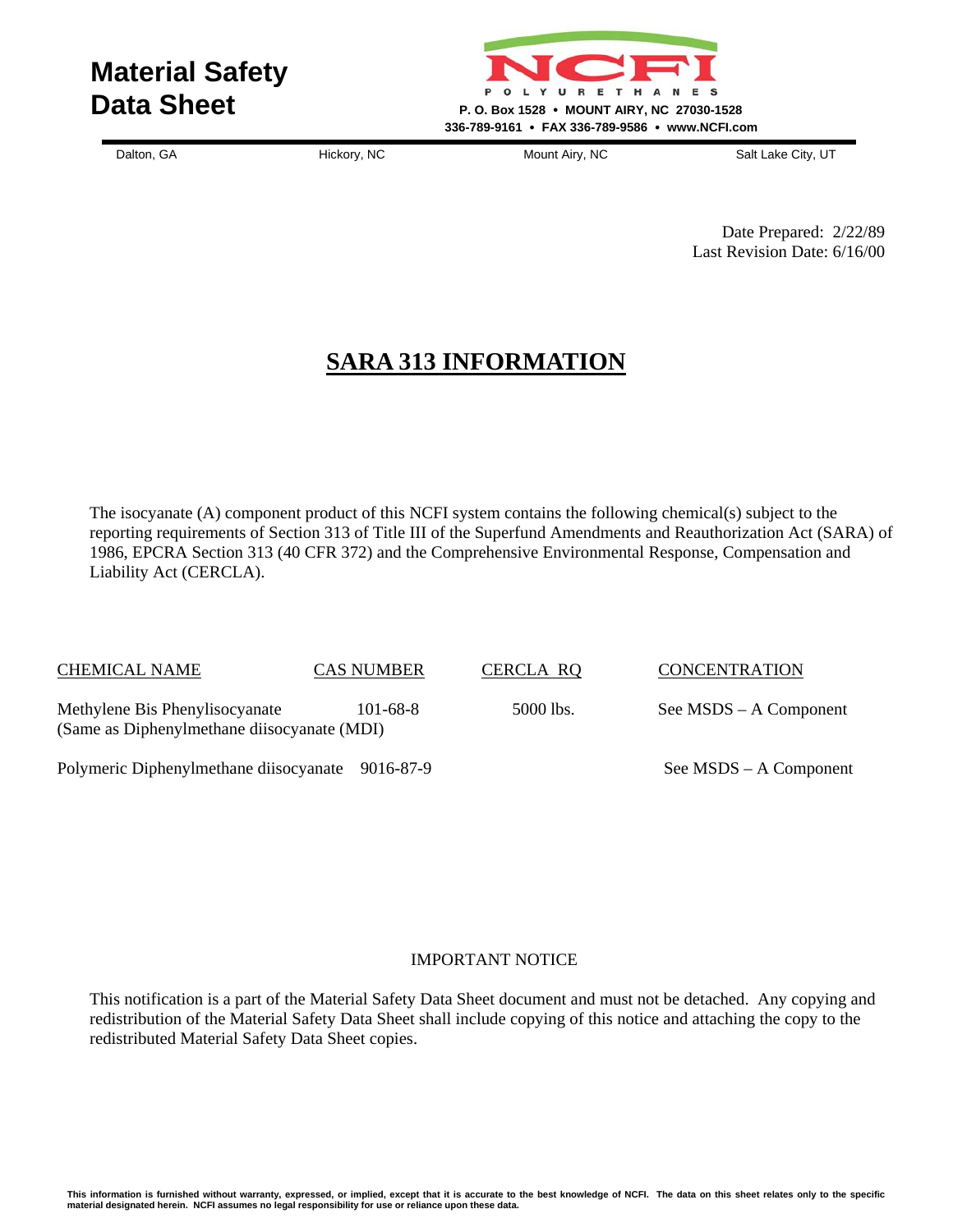# Material Safety Data Sheet

**NCFI**
P O L Y U R E T H A N E S
**P. O. Box 1528 • MOUNT AIRY, NC 27030-1528**
**336-789-9161 • FAX 336-789-9586 • www.NCFI.com**

Dalton, GA | Hickory, NC | Mount Airy, NC | Salt Lake City, UT

Date Prepared: 2/22/89
Last Revision Date: 6/16/00

## SARA 313 INFORMATION

The isocyanate (A) component product of this NCFI system contains the following chemical(s) subject to the reporting requirements of Section 313 of Title III of the Superfund Amendments and Reauthorization Act (SARA) of 1986, EPCRA Section 313 (40 CFR 372) and the Comprehensive Environmental Response, Compensation and Liability Act (CERCLA).

| CHEMICAL NAME | CAS NUMBER | CERCLA RQ | CONCENTRATION |
|---|---|---|---|
| Methylene Bis Phenylisocyanate (Same as Diphenylmethane diisocyanate (MDI) | 101-68-8 | 5000 lbs. | See MSDS – A Component |
| Polymeric Diphenylmethane diisocyanate | 9016-87-9 | | See MSDS – A Component |

IMPORTANT NOTICE

This notification is a part of the Material Safety Data Sheet document and must not be detached. Any copying and redistribution of the Material Safety Data Sheet shall include copying of this notice and attaching the copy to the redistributed Material Safety Data Sheet copies.

**This information is furnished without warranty, expressed, or implied, except that it is accurate to the best knowledge of NCFI. The data on this sheet relates only to the specific material designated herein. NCFI assumes no legal responsibility for use or reliance upon these data.**